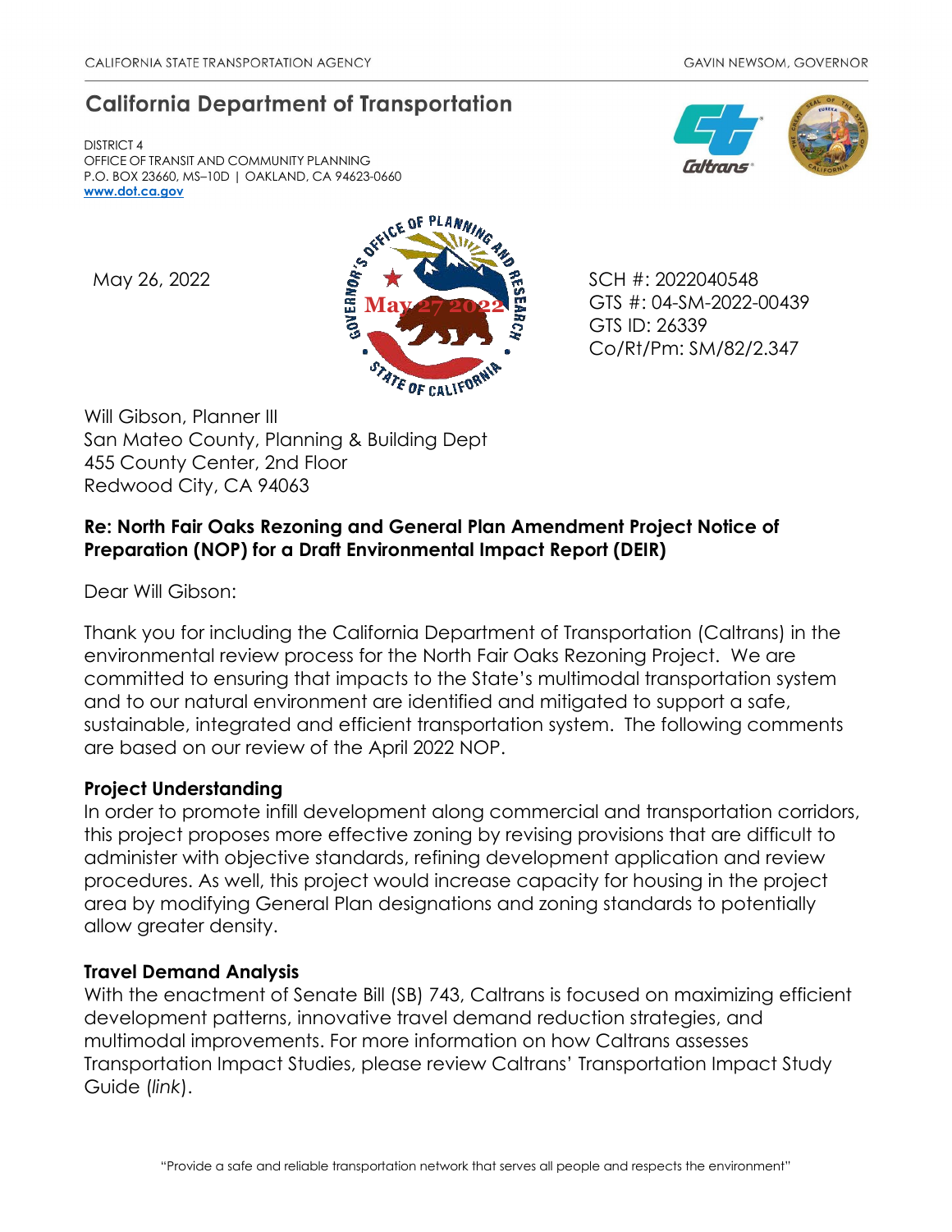CALIFORNIA STATE TRANSPORTATION AGENCY GAVIN NEWSOM, GOVERNOR

# California Department of Transportation

DISTRICT 4
OFFICE OF TRANSIT AND COMMUNITY PLANNING
P.O. BOX 23660, MS–10D | OAKLAND, CA 94623-0660
**www.dot.ca.gov**

May 26, 2022

GOVERNOR'S OFFICE OF PLANNING AND RESEARCH
May 27 2022
STATE OF CALIFORNIA

SCH #: 2022040548
GTS #: 04-SM-2022-00439
GTS ID: 26339
Co/Rt/Pm: SM/82/2.347

Will Gibson, Planner III
San Mateo County, Planning & Building Dept
455 County Center, 2nd Floor
Redwood City, CA 94063

**Re: North Fair Oaks Rezoning and General Plan Amendment Project Notice of Preparation (NOP) for a Draft Environmental Impact Report (DEIR)**

Dear Will Gibson:

Thank you for including the California Department of Transportation (Caltrans) in the environmental review process for the North Fair Oaks Rezoning Project. We are committed to ensuring that impacts to the State's multimodal transportation system and to our natural environment are identified and mitigated to support a safe, sustainable, integrated and efficient transportation system. The following comments are based on our review of the April 2022 NOP.

**Project Understanding**

In order to promote infill development along commercial and transportation corridors, this project proposes more effective zoning by revising provisions that are difficult to administer with objective standards, refining development application and review procedures. As well, this project would increase capacity for housing in the project area by modifying General Plan designations and zoning standards to potentially allow greater density.

**Travel Demand Analysis**

With the enactment of Senate Bill (SB) 743, Caltrans is focused on maximizing efficient development patterns, innovative travel demand reduction strategies, and multimodal improvements. For more information on how Caltrans assesses Transportation Impact Studies, please review Caltrans' Transportation Impact Study Guide (*link*).

"Provide a safe and reliable transportation network that serves all people and respects the environment"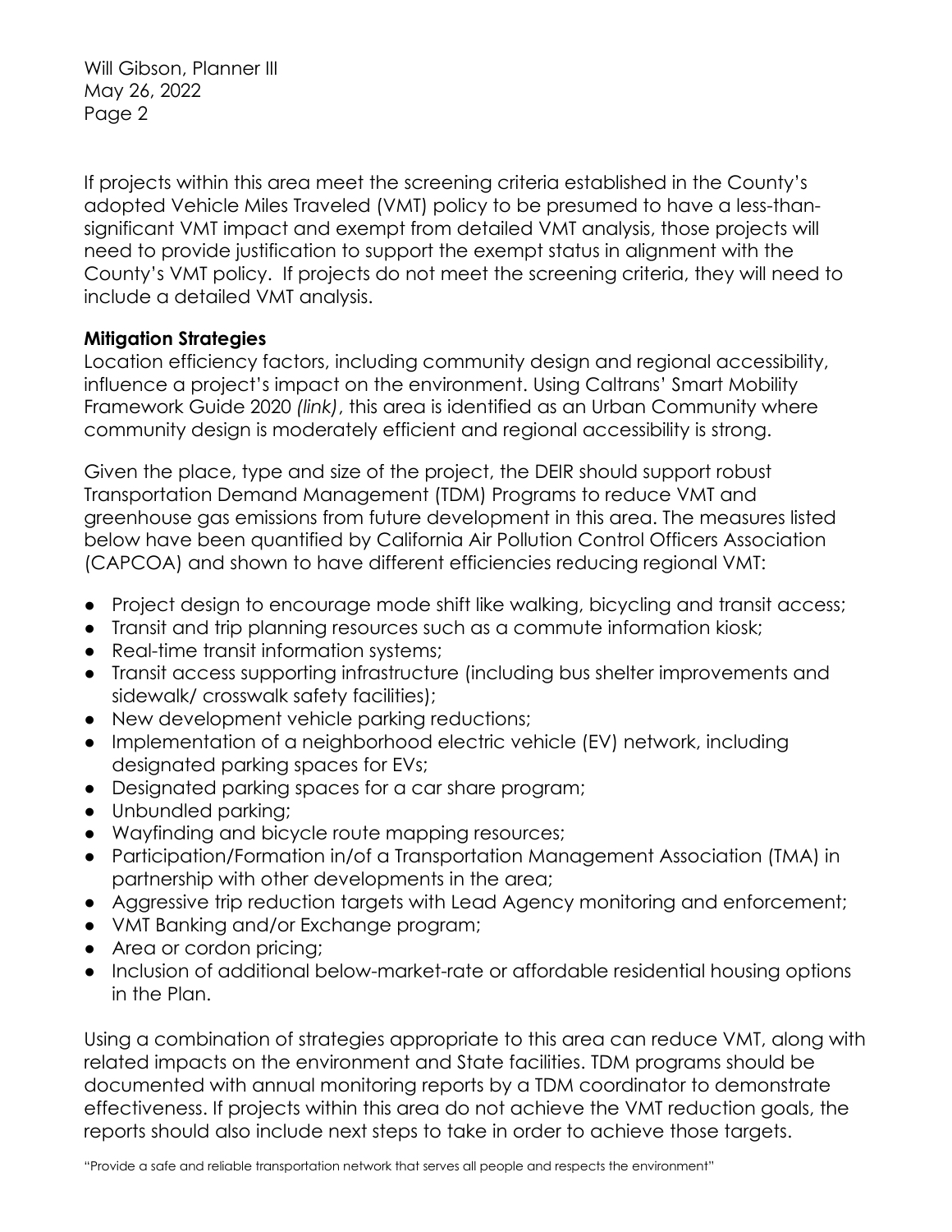If projects within this area meet the screening criteria established in the County's adopted Vehicle Miles Traveled (VMT) policy to be presumed to have a less-than-significant VMT impact and exempt from detailed VMT analysis, those projects will need to provide justification to support the exempt status in alignment with the County's VMT policy. If projects do not meet the screening criteria, they will need to include a detailed VMT analysis.

**Mitigation Strategies**

Location efficiency factors, including community design and regional accessibility, influence a project's impact on the environment. Using Caltrans' Smart Mobility Framework Guide 2020 *(link)*, this area is identified as an Urban Community where community design is moderately efficient and regional accessibility is strong.

Given the place, type and size of the project, the DEIR should support robust Transportation Demand Management (TDM) Programs to reduce VMT and greenhouse gas emissions from future development in this area. The measures listed below have been quantified by California Air Pollution Control Officers Association (CAPCOA) and shown to have different efficiencies reducing regional VMT:

- Project design to encourage mode shift like walking, bicycling and transit access;
- Transit and trip planning resources such as a commute information kiosk;
- Real-time transit information systems;
- Transit access supporting infrastructure (including bus shelter improvements and sidewalk/ crosswalk safety facilities);
- New development vehicle parking reductions;
- Implementation of a neighborhood electric vehicle (EV) network, including designated parking spaces for EVs;
- Designated parking spaces for a car share program;
- Unbundled parking;
- Wayfinding and bicycle route mapping resources;
- Participation/Formation in/of a Transportation Management Association (TMA) in partnership with other developments in the area;
- Aggressive trip reduction targets with Lead Agency monitoring and enforcement;
- VMT Banking and/or Exchange program;
- Area or cordon pricing;
- Inclusion of additional below-market-rate or affordable residential housing options in the Plan.

Using a combination of strategies appropriate to this area can reduce VMT, along with related impacts on the environment and State facilities. TDM programs should be documented with annual monitoring reports by a TDM coordinator to demonstrate effectiveness. If projects within this area do not achieve the VMT reduction goals, the reports should also include next steps to take in order to achieve those targets.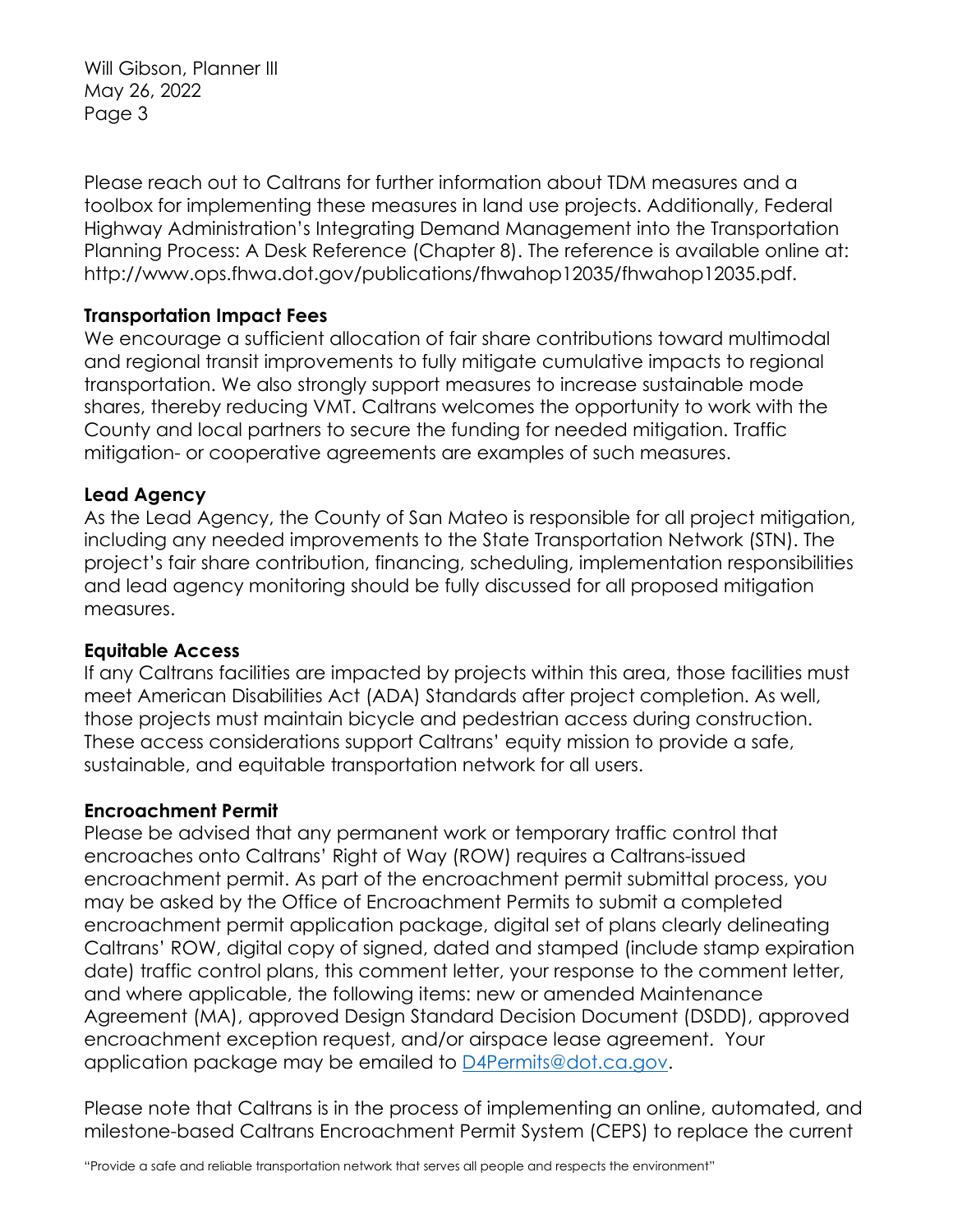Please reach out to Caltrans for further information about TDM measures and a toolbox for implementing these measures in land use projects. Additionally, Federal Highway Administration's Integrating Demand Management into the Transportation Planning Process: A Desk Reference (Chapter 8). The reference is available online at: http://www.ops.fhwa.dot.gov/publications/fhwahop12035/fhwahop12035.pdf.

**Transportation Impact Fees**

We encourage a sufficient allocation of fair share contributions toward multimodal and regional transit improvements to fully mitigate cumulative impacts to regional transportation. We also strongly support measures to increase sustainable mode shares, thereby reducing VMT. Caltrans welcomes the opportunity to work with the County and local partners to secure the funding for needed mitigation. Traffic mitigation- or cooperative agreements are examples of such measures.

**Lead Agency**

As the Lead Agency, the County of San Mateo is responsible for all project mitigation, including any needed improvements to the State Transportation Network (STN). The project's fair share contribution, financing, scheduling, implementation responsibilities and lead agency monitoring should be fully discussed for all proposed mitigation measures.

**Equitable Access**

If any Caltrans facilities are impacted by projects within this area, those facilities must meet American Disabilities Act (ADA) Standards after project completion. As well, those projects must maintain bicycle and pedestrian access during construction. These access considerations support Caltrans' equity mission to provide a safe, sustainable, and equitable transportation network for all users.

**Encroachment Permit**

Please be advised that any permanent work or temporary traffic control that encroaches onto Caltrans' Right of Way (ROW) requires a Caltrans-issued encroachment permit. As part of the encroachment permit submittal process, you may be asked by the Office of Encroachment Permits to submit a completed encroachment permit application package, digital set of plans clearly delineating Caltrans' ROW, digital copy of signed, dated and stamped (include stamp expiration date) traffic control plans, this comment letter, your response to the comment letter, and where applicable, the following items: new or amended Maintenance Agreement (MA), approved Design Standard Decision Document (DSDD), approved encroachment exception request, and/or airspace lease agreement. Your application package may be emailed to D4Permits@dot.ca.gov.

Please note that Caltrans is in the process of implementing an online, automated, and milestone-based Caltrans Encroachment Permit System (CEPS) to replace the current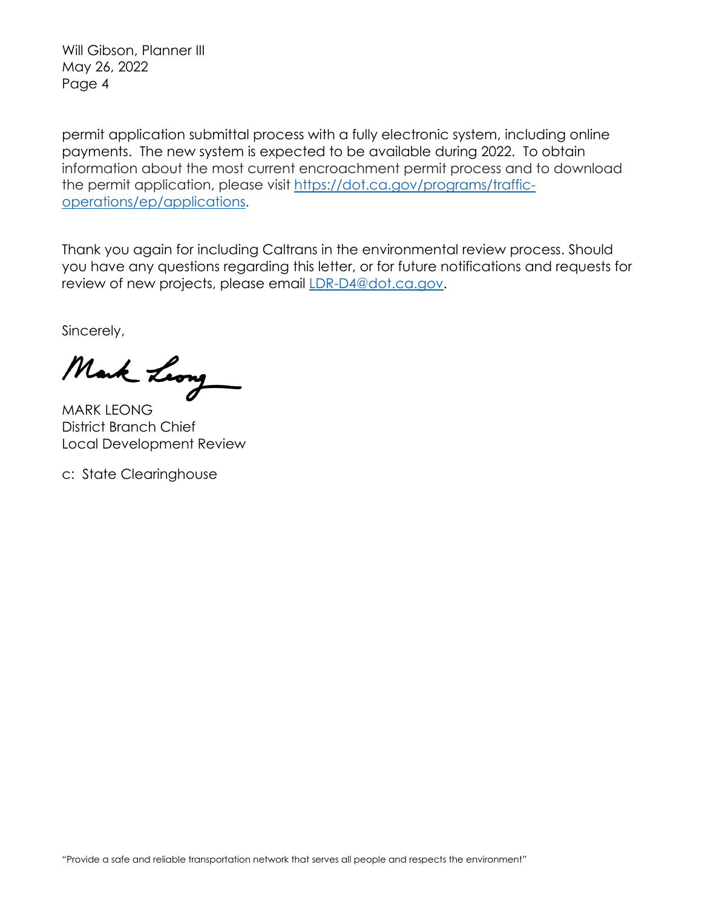permit application submittal process with a fully electronic system, including online payments. The new system is expected to be available during 2022. To obtain information about the most current encroachment permit process and to download the permit application, please visit https://dot.ca.gov/programs/traffic-operations/ep/applications.

Thank you again for including Caltrans in the environmental review process. Should you have any questions regarding this letter, or for future notifications and requests for review of new projects, please email LDR-D4@dot.ca.gov.

Sincerely,

Mark Leong

MARK LEONG
District Branch Chief
Local Development Review

c: State Clearinghouse